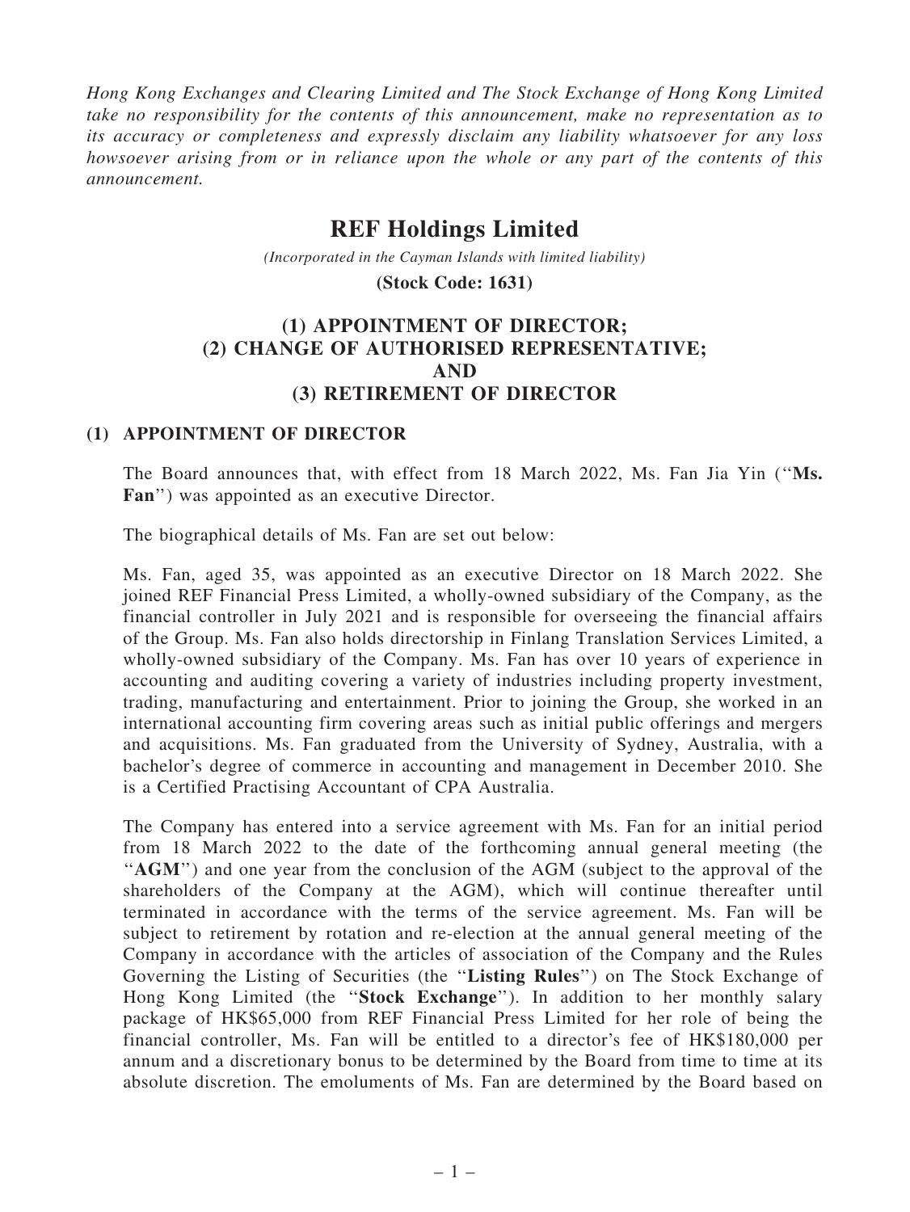*Hong Kong Exchanges and Clearing Limited and The Stock Exchange of Hong Kong Limited take no responsibility for the contents of this announcement, make no representation as to its accuracy or completeness and expressly disclaim any liability whatsoever for any loss howsoever arising from or in reliance upon the whole or any part of the contents of this announcement.*

# REF Holdings Limited

*(Incorporated in the Cayman Islands with limited liability)*

**(Stock Code: 1631)**

## (1) APPOINTMENT OF DIRECTOR;
## (2) CHANGE OF AUTHORISED REPRESENTATIVE;
## AND
## (3) RETIREMENT OF DIRECTOR

### (1) APPOINTMENT OF DIRECTOR

The Board announces that, with effect from 18 March 2022, Ms. Fan Jia Yin (''**Ms. Fan**'') was appointed as an executive Director.

The biographical details of Ms. Fan are set out below:

Ms. Fan, aged 35, was appointed as an executive Director on 18 March 2022. She joined REF Financial Press Limited, a wholly-owned subsidiary of the Company, as the financial controller in July 2021 and is responsible for overseeing the financial affairs of the Group. Ms. Fan also holds directorship in Finlang Translation Services Limited, a wholly-owned subsidiary of the Company. Ms. Fan has over 10 years of experience in accounting and auditing covering a variety of industries including property investment, trading, manufacturing and entertainment. Prior to joining the Group, she worked in an international accounting firm covering areas such as initial public offerings and mergers and acquisitions. Ms. Fan graduated from the University of Sydney, Australia, with a bachelor's degree of commerce in accounting and management in December 2010. She is a Certified Practising Accountant of CPA Australia.

The Company has entered into a service agreement with Ms. Fan for an initial period from 18 March 2022 to the date of the forthcoming annual general meeting (the ''**AGM**'') and one year from the conclusion of the AGM (subject to the approval of the shareholders of the Company at the AGM), which will continue thereafter until terminated in accordance with the terms of the service agreement. Ms. Fan will be subject to retirement by rotation and re-election at the annual general meeting of the Company in accordance with the articles of association of the Company and the Rules Governing the Listing of Securities (the ''**Listing Rules**'') on The Stock Exchange of Hong Kong Limited (the ''**Stock Exchange**''). In addition to her monthly salary package of HK$65,000 from REF Financial Press Limited for her role of being the financial controller, Ms. Fan will be entitled to a director's fee of HK$180,000 per annum and a discretionary bonus to be determined by the Board from time to time at its absolute discretion. The emoluments of Ms. Fan are determined by the Board based on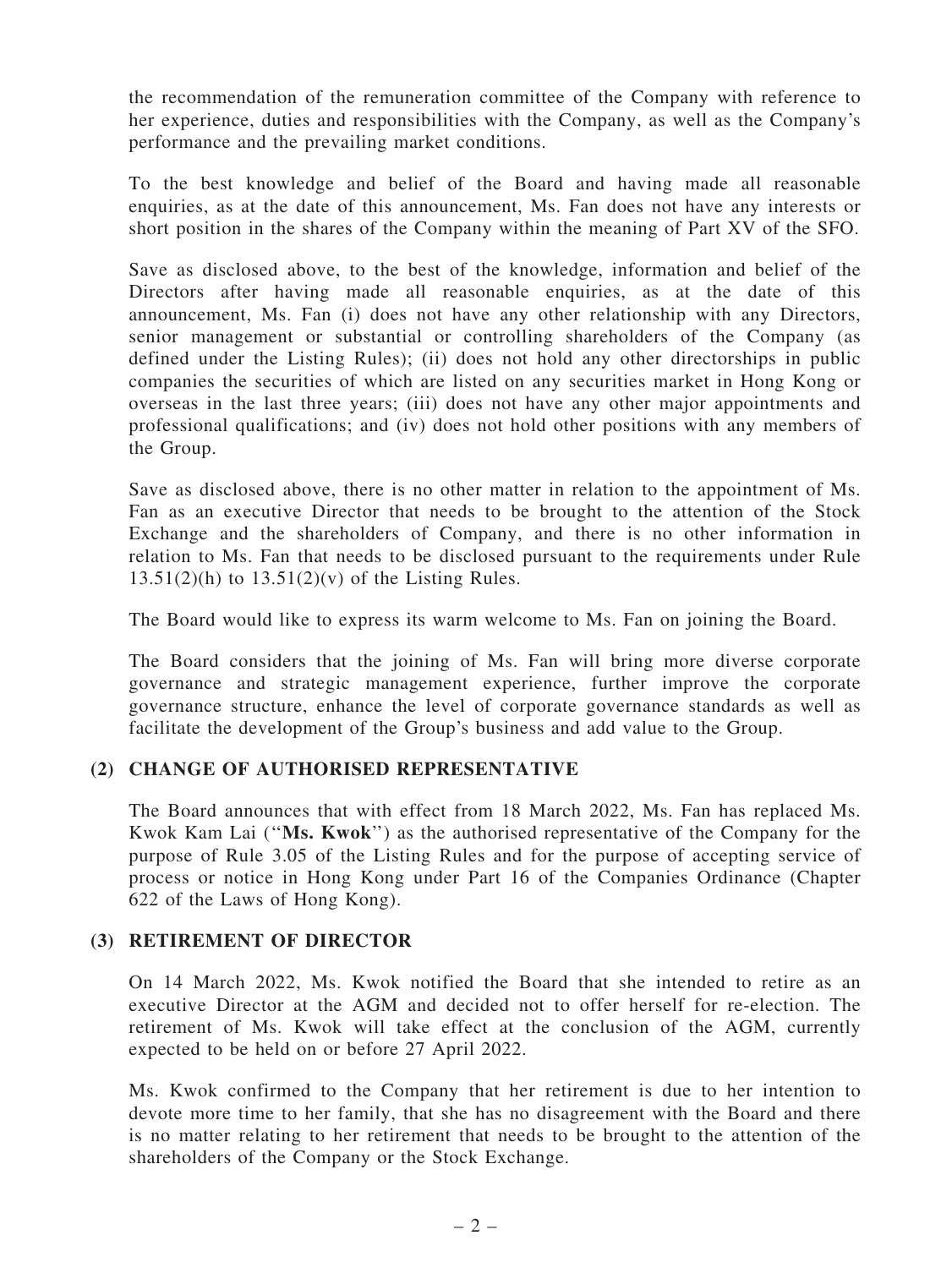the recommendation of the remuneration committee of the Company with reference to her experience, duties and responsibilities with the Company, as well as the Company's performance and the prevailing market conditions.

To the best knowledge and belief of the Board and having made all reasonable enquiries, as at the date of this announcement, Ms. Fan does not have any interests or short position in the shares of the Company within the meaning of Part XV of the SFO.

Save as disclosed above, to the best of the knowledge, information and belief of the Directors after having made all reasonable enquiries, as at the date of this announcement, Ms. Fan (i) does not have any other relationship with any Directors, senior management or substantial or controlling shareholders of the Company (as defined under the Listing Rules); (ii) does not hold any other directorships in public companies the securities of which are listed on any securities market in Hong Kong or overseas in the last three years; (iii) does not have any other major appointments and professional qualifications; and (iv) does not hold other positions with any members of the Group.

Save as disclosed above, there is no other matter in relation to the appointment of Ms. Fan as an executive Director that needs to be brought to the attention of the Stock Exchange and the shareholders of Company, and there is no other information in relation to Ms. Fan that needs to be disclosed pursuant to the requirements under Rule 13.51(2)(h) to 13.51(2)(v) of the Listing Rules.

The Board would like to express its warm welcome to Ms. Fan on joining the Board.

The Board considers that the joining of Ms. Fan will bring more diverse corporate governance and strategic management experience, further improve the corporate governance structure, enhance the level of corporate governance standards as well as facilitate the development of the Group's business and add value to the Group.

## (2) CHANGE OF AUTHORISED REPRESENTATIVE

The Board announces that with effect from 18 March 2022, Ms. Fan has replaced Ms. Kwok Kam Lai ("**Ms. Kwok**") as the authorised representative of the Company for the purpose of Rule 3.05 of the Listing Rules and for the purpose of accepting service of process or notice in Hong Kong under Part 16 of the Companies Ordinance (Chapter 622 of the Laws of Hong Kong).

## (3) RETIREMENT OF DIRECTOR

On 14 March 2022, Ms. Kwok notified the Board that she intended to retire as an executive Director at the AGM and decided not to offer herself for re-election. The retirement of Ms. Kwok will take effect at the conclusion of the AGM, currently expected to be held on or before 27 April 2022.

Ms. Kwok confirmed to the Company that her retirement is due to her intention to devote more time to her family, that she has no disagreement with the Board and there is no matter relating to her retirement that needs to be brought to the attention of the shareholders of the Company or the Stock Exchange.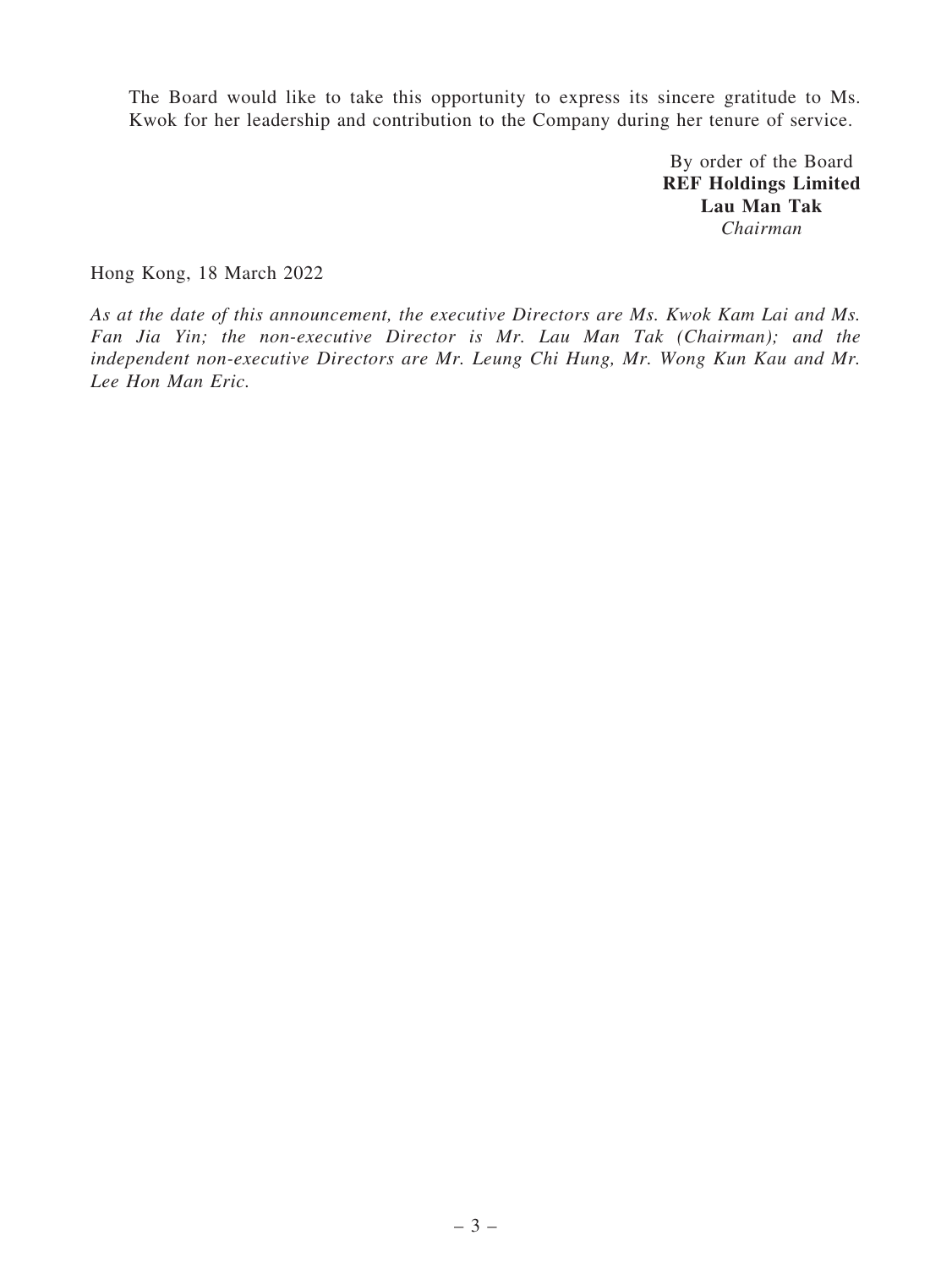The Board would like to take this opportunity to express its sincere gratitude to Ms. Kwok for her leadership and contribution to the Company during her tenure of service.

By order of the Board
**REF Holdings Limited**
**Lau Man Tak**
*Chairman*

Hong Kong, 18 March 2022

*As at the date of this announcement, the executive Directors are Ms. Kwok Kam Lai and Ms. Fan Jia Yin; the non-executive Director is Mr. Lau Man Tak (Chairman); and the independent non-executive Directors are Mr. Leung Chi Hung, Mr. Wong Kun Kau and Mr. Lee Hon Man Eric.*